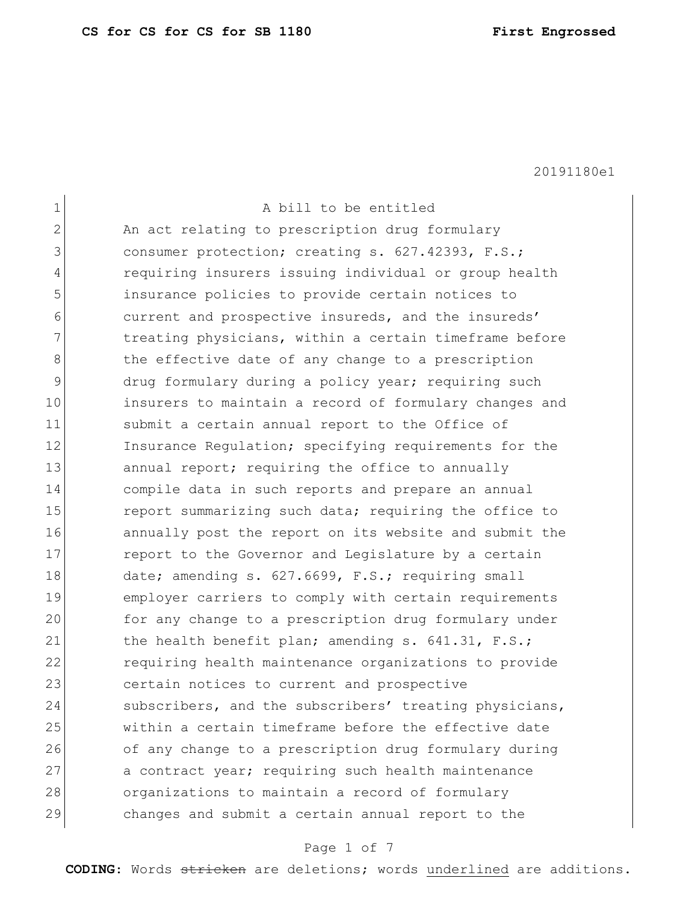20191180e1

A bill to be entitled

An act relating to prescription drug formulary consumer protection; creating s. 627.42393, F.S.; requiring insurers issuing individual or group health insurance policies to provide certain notices to current and prospective insureds, and the insureds' treating physicians, within a certain timeframe before the effective date of any change to a prescription drug formulary during a policy year; requiring such insurers to maintain a record of formulary changes and submit a certain annual report to the Office of Insurance Regulation; specifying requirements for the annual report; requiring the office to annually compile data in such reports and prepare an annual report summarizing such data; requiring the office to annually post the report on its website and submit the report to the Governor and Legislature by a certain date; amending s. 627.6699, F.S.; requiring small employer carriers to comply with certain requirements for any change to a prescription drug formulary under the health benefit plan; amending s. 641.31, F.S.; requiring health maintenance organizations to provide certain notices to current and prospective subscribers, and the subscribers' treating physicians, within a certain timeframe before the effective date of any change to a prescription drug formulary during a contract year; requiring such health maintenance organizations to maintain a record of formulary changes and submit a certain annual report to the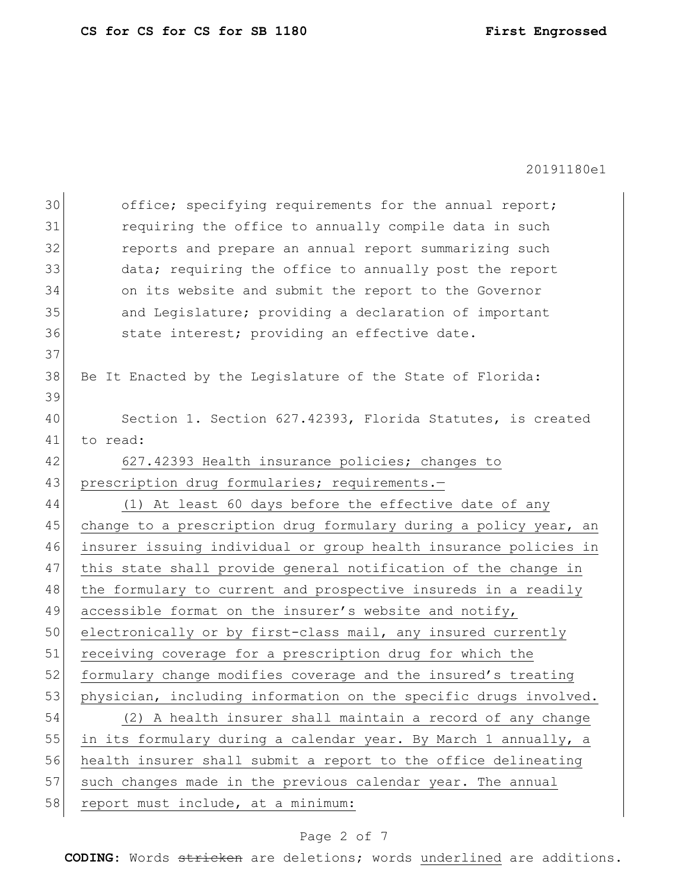office; specifying requirements for the annual report; requiring the office to annually compile data in such reports and prepare an annual report summarizing such data; requiring the office to annually post the report on its website and submit the report to the Governor and Legislature; providing a declaration of important state interest; providing an effective date.

Be It Enacted by the Legislature of the State of Florida:

Section 1. Section 627.42393, Florida Statutes, is created to read:

627.42393 Health insurance policies; changes to prescription drug formularies; requirements.—

(1) At least 60 days before the effective date of any change to a prescription drug formulary during a policy year, an insurer issuing individual or group health insurance policies in this state shall provide general notification of the change in the formulary to current and prospective insureds in a readily accessible format on the insurer's website and notify, electronically or by first-class mail, any insured currently receiving coverage for a prescription drug for which the formulary change modifies coverage and the insured's treating physician, including information on the specific drugs involved.

(2) A health insurer shall maintain a record of any change in its formulary during a calendar year. By March 1 annually, a health insurer shall submit a report to the office delineating such changes made in the previous calendar year. The annual report must include, at a minimum: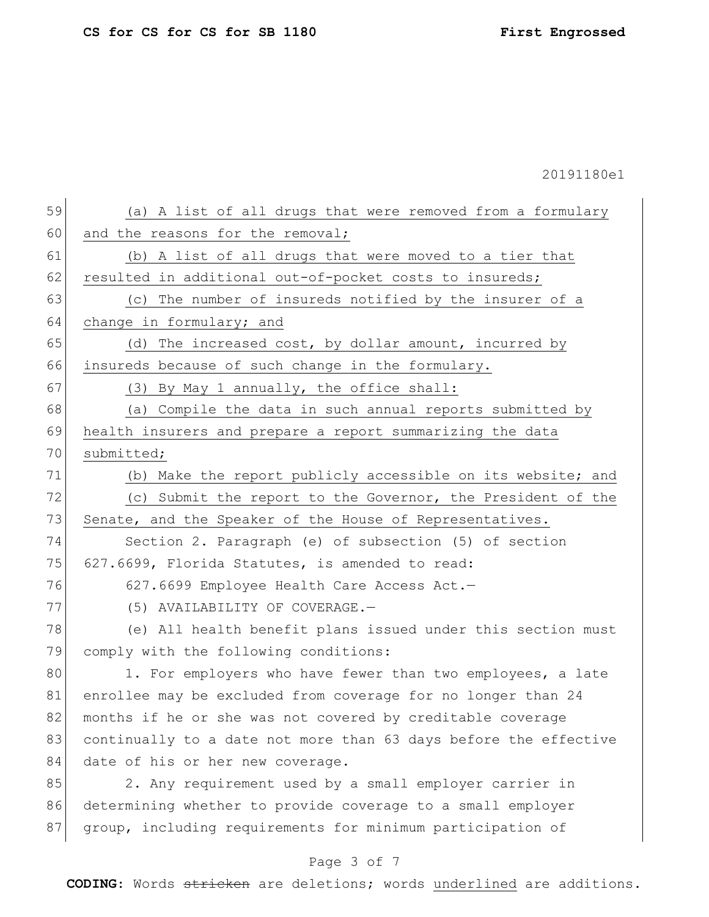(a) A list of all drugs that were removed from a formulary and the reasons for the removal;

(b) A list of all drugs that were moved to a tier that resulted in additional out-of-pocket costs to insureds;

(c) The number of insureds notified by the insurer of a change in formulary; and

(d) The increased cost, by dollar amount, incurred by insureds because of such change in the formulary.

(3) By May 1 annually, the office shall:

(a) Compile the data in such annual reports submitted by health insurers and prepare a report summarizing the data submitted;

(b) Make the report publicly accessible on its website; and

(c) Submit the report to the Governor, the President of the Senate, and the Speaker of the House of Representatives.

Section 2. Paragraph (e) of subsection (5) of section 627.6699, Florida Statutes, is amended to read:

627.6699 Employee Health Care Access Act.—

(5) AVAILABILITY OF COVERAGE.—

(e) All health benefit plans issued under this section must comply with the following conditions:

1. For employers who have fewer than two employees, a late enrollee may be excluded from coverage for no longer than 24 months if he or she was not covered by creditable coverage continually to a date not more than 63 days before the effective date of his or her new coverage.

2. Any requirement used by a small employer carrier in determining whether to provide coverage to a small employer group, including requirements for minimum participation of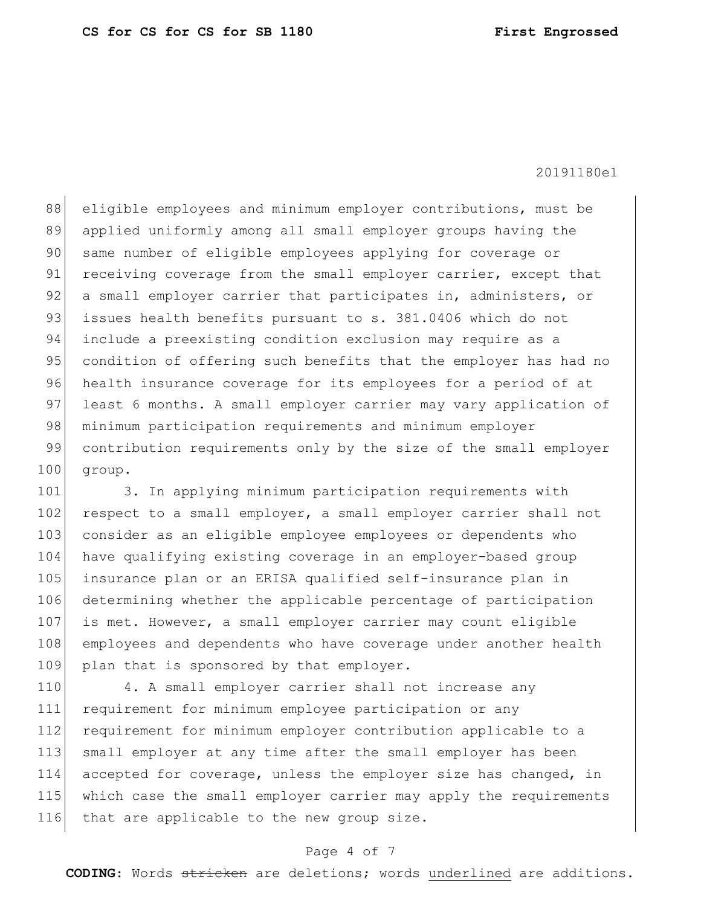eligible employees and minimum employer contributions, must be applied uniformly among all small employer groups having the same number of eligible employees applying for coverage or receiving coverage from the small employer carrier, except that a small employer carrier that participates in, administers, or issues health benefits pursuant to s. 381.0406 which do not include a preexisting condition exclusion may require as a condition of offering such benefits that the employer has had no health insurance coverage for its employees for a period of at least 6 months. A small employer carrier may vary application of minimum participation requirements and minimum employer contribution requirements only by the size of the small employer group.

3. In applying minimum participation requirements with respect to a small employer, a small employer carrier shall not consider as an eligible employee employees or dependents who have qualifying existing coverage in an employer-based group insurance plan or an ERISA qualified self-insurance plan in determining whether the applicable percentage of participation is met. However, a small employer carrier may count eligible employees and dependents who have coverage under another health plan that is sponsored by that employer.

4. A small employer carrier shall not increase any requirement for minimum employee participation or any requirement for minimum employer contribution applicable to a small employer at any time after the small employer has been accepted for coverage, unless the employer size has changed, in which case the small employer carrier may apply the requirements that are applicable to the new group size.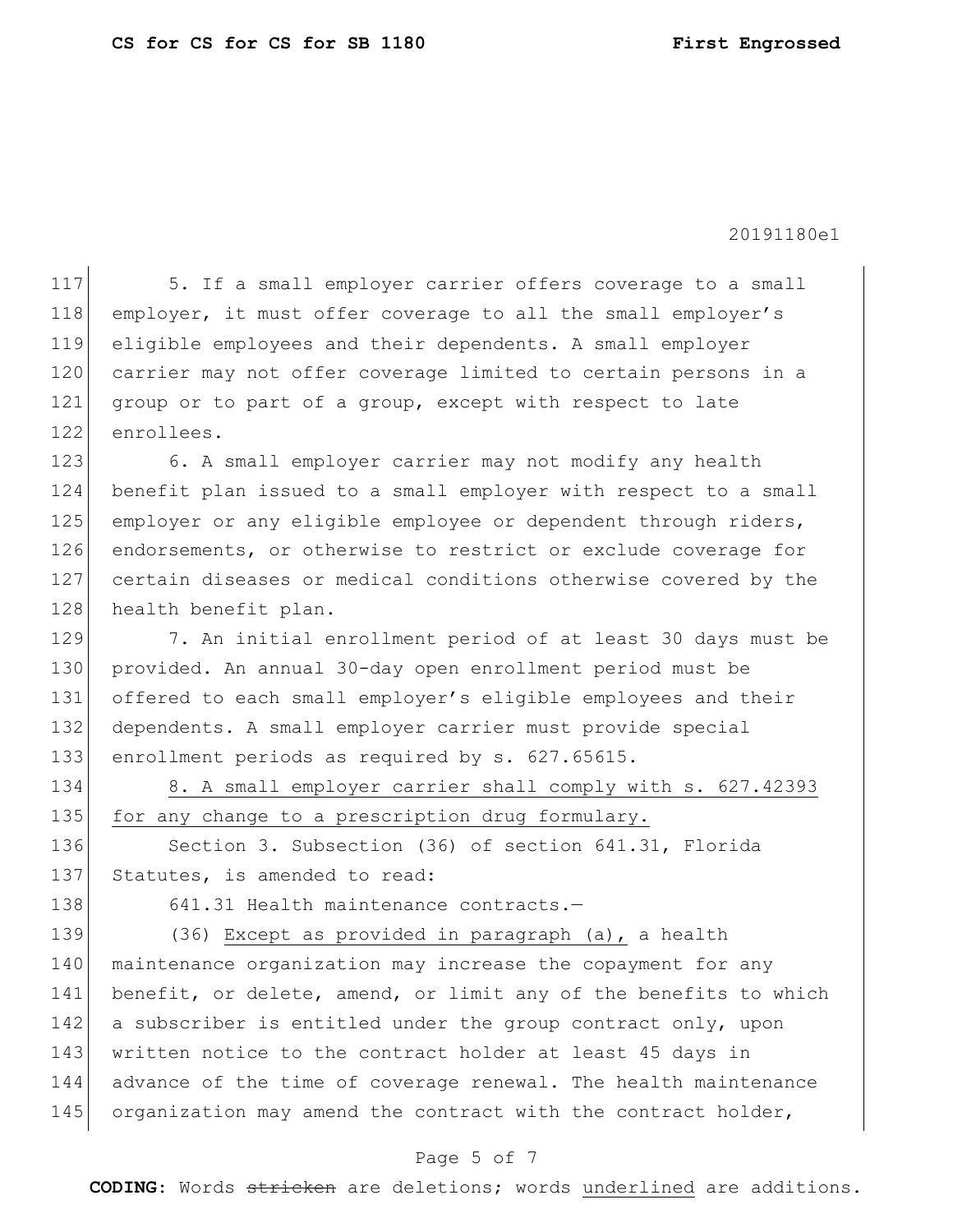5. If a small employer carrier offers coverage to a small employer, it must offer coverage to all the small employer's eligible employees and their dependents. A small employer carrier may not offer coverage limited to certain persons in a group or to part of a group, except with respect to late enrollees.

6. A small employer carrier may not modify any health benefit plan issued to a small employer with respect to a small employer or any eligible employee or dependent through riders, endorsements, or otherwise to restrict or exclude coverage for certain diseases or medical conditions otherwise covered by the health benefit plan.

7. An initial enrollment period of at least 30 days must be provided. An annual 30-day open enrollment period must be offered to each small employer's eligible employees and their dependents. A small employer carrier must provide special enrollment periods as required by s. 627.65615.

<u>8. A small employer carrier shall comply with s. 627.42393 for any change to a prescription drug formulary.</u>

Section 3. Subsection (36) of section 641.31, Florida Statutes, is amended to read:

641.31 Health maintenance contracts.—

(36) <u>Except as provided in paragraph (a),</u> a health maintenance organization may increase the copayment for any benefit, or delete, amend, or limit any of the benefits to which a subscriber is entitled under the group contract only, upon written notice to the contract holder at least 45 days in advance of the time of coverage renewal. The health maintenance organization may amend the contract with the contract holder,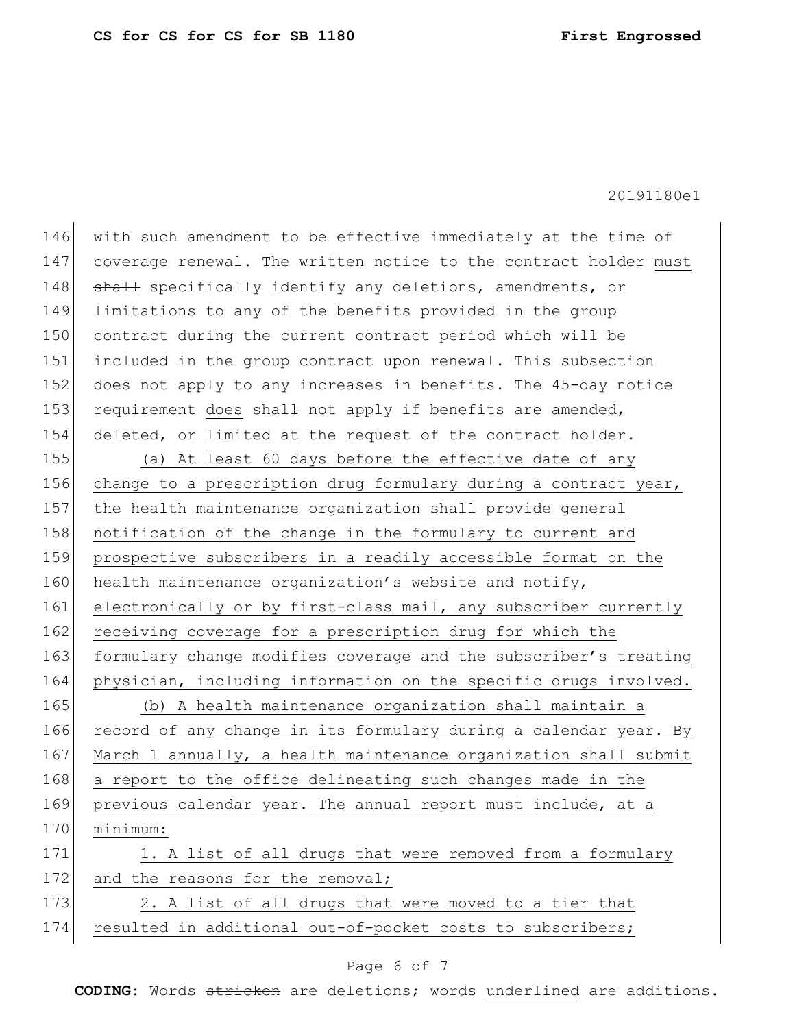146 with such amendment to be effective immediately at the time of
147 coverage renewal. The written notice to the contract holder must
148 ~~shall~~ specifically identify any deletions, amendments, or
149 limitations to any of the benefits provided in the group
150 contract during the current contract period which will be
151 included in the group contract upon renewal. This subsection
152 does not apply to any increases in benefits. The 45-day notice
153 requirement does ~~shall~~ not apply if benefits are amended,
154 deleted, or limited at the request of the contract holder.

155 (a) At least 60 days before the effective date of any
156 change to a prescription drug formulary during a contract year,
157 the health maintenance organization shall provide general
158 notification of the change in the formulary to current and
159 prospective subscribers in a readily accessible format on the
160 health maintenance organization's website and notify,
161 electronically or by first-class mail, any subscriber currently
162 receiving coverage for a prescription drug for which the
163 formulary change modifies coverage and the subscriber's treating
164 physician, including information on the specific drugs involved.

165 (b) A health maintenance organization shall maintain a
166 record of any change in its formulary during a calendar year. By
167 March 1 annually, a health maintenance organization shall submit
168 a report to the office delineating such changes made in the
169 previous calendar year. The annual report must include, at a
170 minimum:

171 1. A list of all drugs that were removed from a formulary
172 and the reasons for the removal;

173 2. A list of all drugs that were moved to a tier that
174 resulted in additional out-of-pocket costs to subscribers;

**CODING:** Words ~~stricken~~ are deletions; words <u>underlined</u> are additions.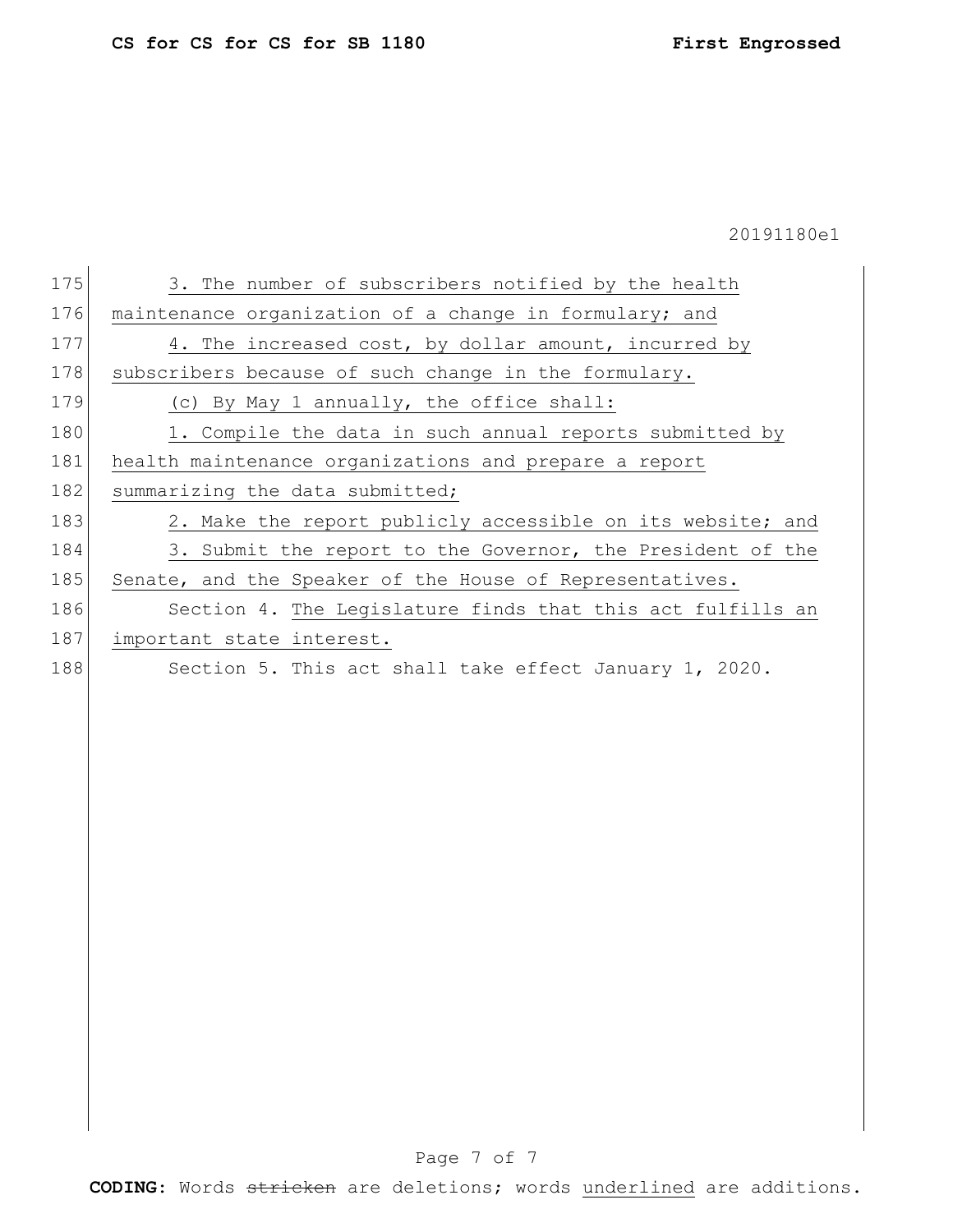3. The number of subscribers notified by the health maintenance organization of a change in formulary; and

4. The increased cost, by dollar amount, incurred by subscribers because of such change in the formulary.

(c) By May 1 annually, the office shall:

1. Compile the data in such annual reports submitted by health maintenance organizations and prepare a report summarizing the data submitted;

2. Make the report publicly accessible on its website; and

3. Submit the report to the Governor, the President of the Senate, and the Speaker of the House of Representatives.

Section 4. The Legislature finds that this act fulfills an important state interest.

Section 5. This act shall take effect January 1, 2020.